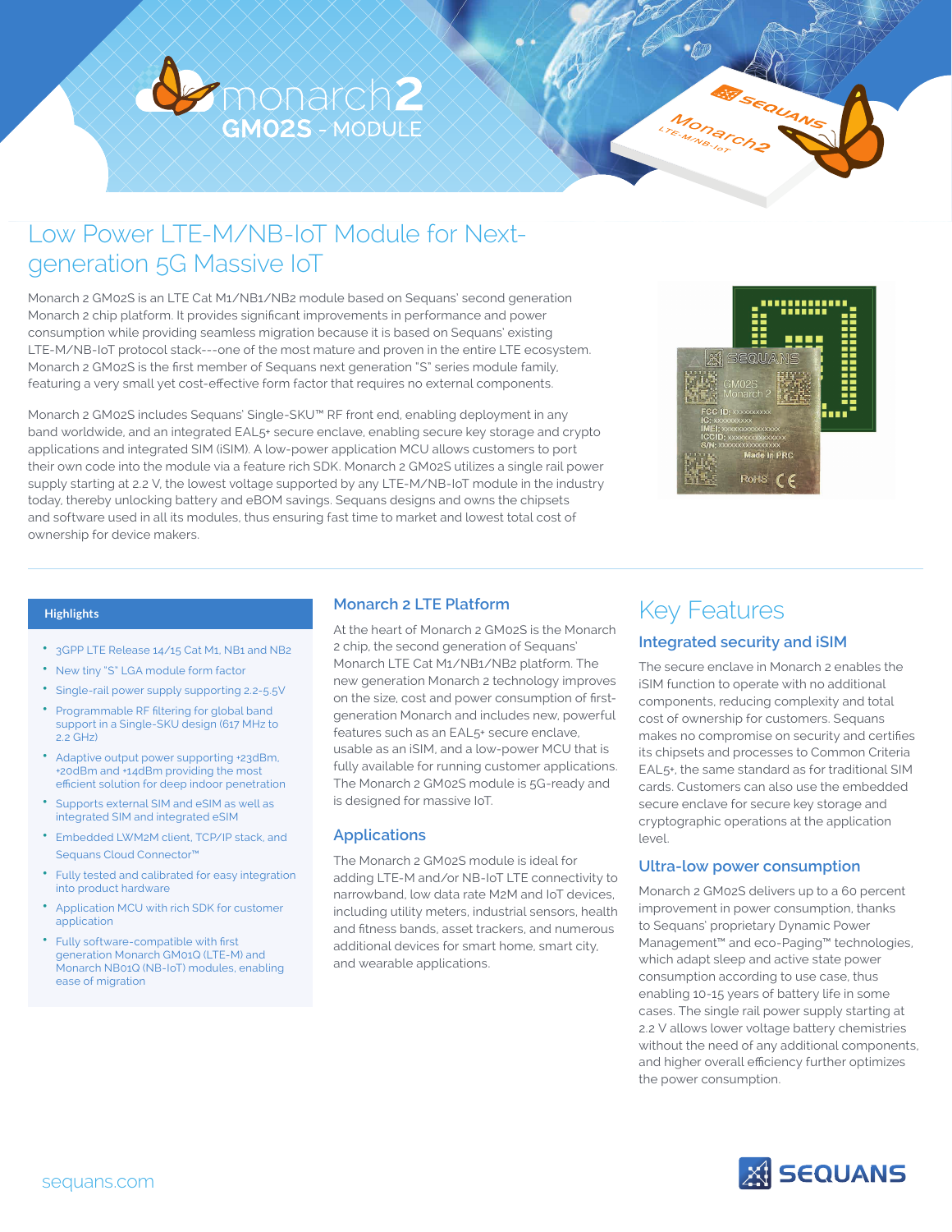# monarch2 GM02S - MODULE

## Low Power LTE-M/NB-IoT Module for Next-generation 5G Massive IoT

Monarch 2 GM02S is an LTE Cat M1/NB1/NB2 module based on Sequans' second generation Monarch 2 chip platform. It provides significant improvements in performance and power consumption while providing seamless migration because it is based on Sequans' existing LTE-M/NB-IoT protocol stack---one of the most mature and proven in the entire LTE ecosystem. Monarch 2 GM02S is the first member of Sequans next generation "S" series module family, featuring a very small yet cost-effective form factor that requires no external components.

Monarch 2 GM02S includes Sequans' Single-SKU™ RF front end, enabling deployment in any band worldwide, and an integrated EAL5+ secure enclave, enabling secure key storage and crypto applications and integrated SIM (iSIM). A low-power application MCU allows customers to port their own code into the module via a feature rich SDK. Monarch 2 GM02S utilizes a single rail power supply starting at 2.2 V, the lowest voltage supported by any LTE-M/NB-IoT module in the industry today, thereby unlocking battery and eBOM savings. Sequans designs and owns the chipsets and software used in all its modules, thus ensuring fast time to market and lowest total cost of ownership for device makers.

### Highlights

- 3GPP LTE Release 14/15 Cat M1, NB1 and NB2
- New tiny "S" LGA module form factor
- Single-rail power supply supporting 2.2-5.5V
- Programmable RF filtering for global band support in a Single-SKU design (617 MHz to 2.2 GHz)
- Adaptive output power supporting +23dBm, +20dBm and +14dBm providing the most efficient solution for deep indoor penetration
- Supports external SIM and eSIM as well as integrated SIM and integrated eSIM
- Embedded LWM2M client, TCP/IP stack, and Sequans Cloud Connector™
- Fully tested and calibrated for easy integration into product hardware
- Application MCU with rich SDK for customer application
- Fully software-compatible with first generation Monarch GM01Q (LTE-M) and Monarch NB01Q (NB-IoT) modules, enabling ease of migration

### Monarch 2 LTE Platform

At the heart of Monarch 2 GM02S is the Monarch 2 chip, the second generation of Sequans' Monarch LTE Cat M1/NB1/NB2 platform. The new generation Monarch 2 technology improves on the size, cost and power consumption of first-generation Monarch and includes new, powerful features such as an EAL5+ secure enclave, usable as an iSIM, and a low-power MCU that is fully available for running customer applications. The Monarch 2 GM02S module is 5G-ready and is designed for massive IoT.

### Applications

The Monarch 2 GM02S module is ideal for adding LTE-M and/or NB-IoT LTE connectivity to narrowband, low data rate M2M and IoT devices, including utility meters, industrial sensors, health and fitness bands, asset trackers, and numerous additional devices for smart home, smart city, and wearable applications.

## Key Features

### Integrated security and iSIM

The secure enclave in Monarch 2 enables the iSIM function to operate with no additional components, reducing complexity and total cost of ownership for customers. Sequans makes no compromise on security and certifies its chipsets and processes to Common Criteria EAL5+, the same standard as for traditional SIM cards. Customers can also use the embedded secure enclave for secure key storage and cryptographic operations at the application level.

### Ultra-low power consumption

Monarch 2 GM02S delivers up to a 60 percent improvement in power consumption, thanks to Sequans' proprietary Dynamic Power Management™ and eco-Paging™ technologies, which adapt sleep and active state power consumption according to use case, thus enabling 10-15 years of battery life in some cases. The single rail power supply starting at 2.2 V allows lower voltage battery chemistries without the need of any additional components, and higher overall efficiency further optimizes the power consumption.

sequans.com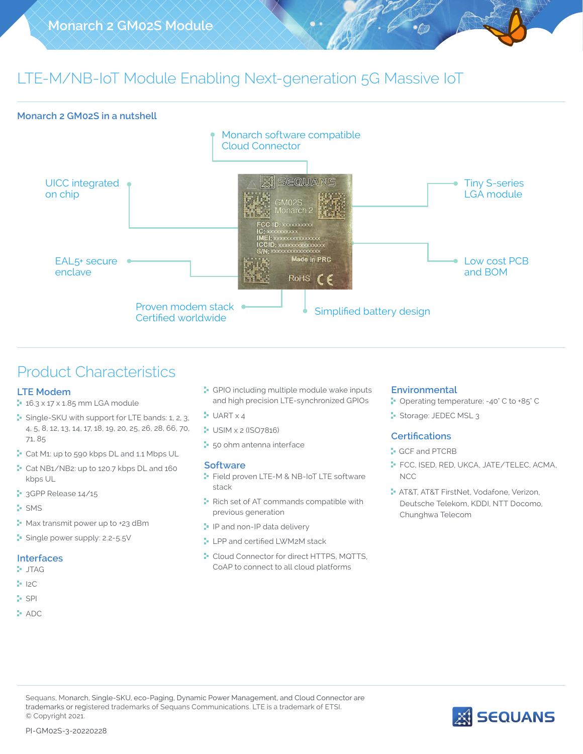# Monarch 2 GM02S Module

## LTE-M/NB-IoT Module Enabling Next-generation 5G Massive IoT

### Monarch 2 GM02S in a nutshell

- Monarch software compatible Cloud Connector
- UICC integrated on chip
- Tiny S-series LGA module
- EAL5+ secure enclave
- Low cost PCB and BOM
- Proven modem stack Certified worldwide
- Simplified battery design

## Product Characteristics

### LTE Modem

- 16.3 x 17 x 1.85 mm LGA module
- Single-SKU with support for LTE bands: 1, 2, 3, 4, 5, 8, 12, 13, 14, 17, 18, 19, 20, 25, 26, 28, 66, 70, 71, 85
- Cat M1: up to 590 kbps DL and 1.1 Mbps UL
- Cat NB1/NB2: up to 120.7 kbps DL and 160 kbps UL
- 3GPP Release 14/15
- SMS
- Max transmit power up to +23 dBm
- Single power supply: 2.2-5.5V

### Interfaces

- JTAG
- I2C
- SPI
- ADC
- GPIO including multiple module wake inputs and high precision LTE-synchronized GPIOs
- UART x 4
- USIM x 2 (ISO7816)
- 50 ohm antenna interface

### Software

- Field proven LTE-M & NB-IoT LTE software stack
- Rich set of AT commands compatible with previous generation
- IP and non-IP data delivery
- LPP and certified LWM2M stack
- Cloud Connector for direct HTTPS, MQTTS, CoAP to connect to all cloud platforms

### Environmental

- Operating temperature: -40° C to +85° C
- Storage: JEDEC MSL 3

### Certifications

- GCF and PTCRB
- FCC, ISED, RED, UKCA, JATE/TELEC, ACMA, NCC
- AT&T, AT&T FirstNet, Vodafone, Verizon, Deutsche Telekom, KDDI, NTT Docomo, Chunghwa Telecom

Sequans, Monarch, Single-SKU, eco-Paging, Dynamic Power Management, and Cloud Connector are trademarks or registered trademarks of Sequans Communications. LTE is a trademark of ETSI.
© Copyright 2021.

PI-GM02S-3-20220228